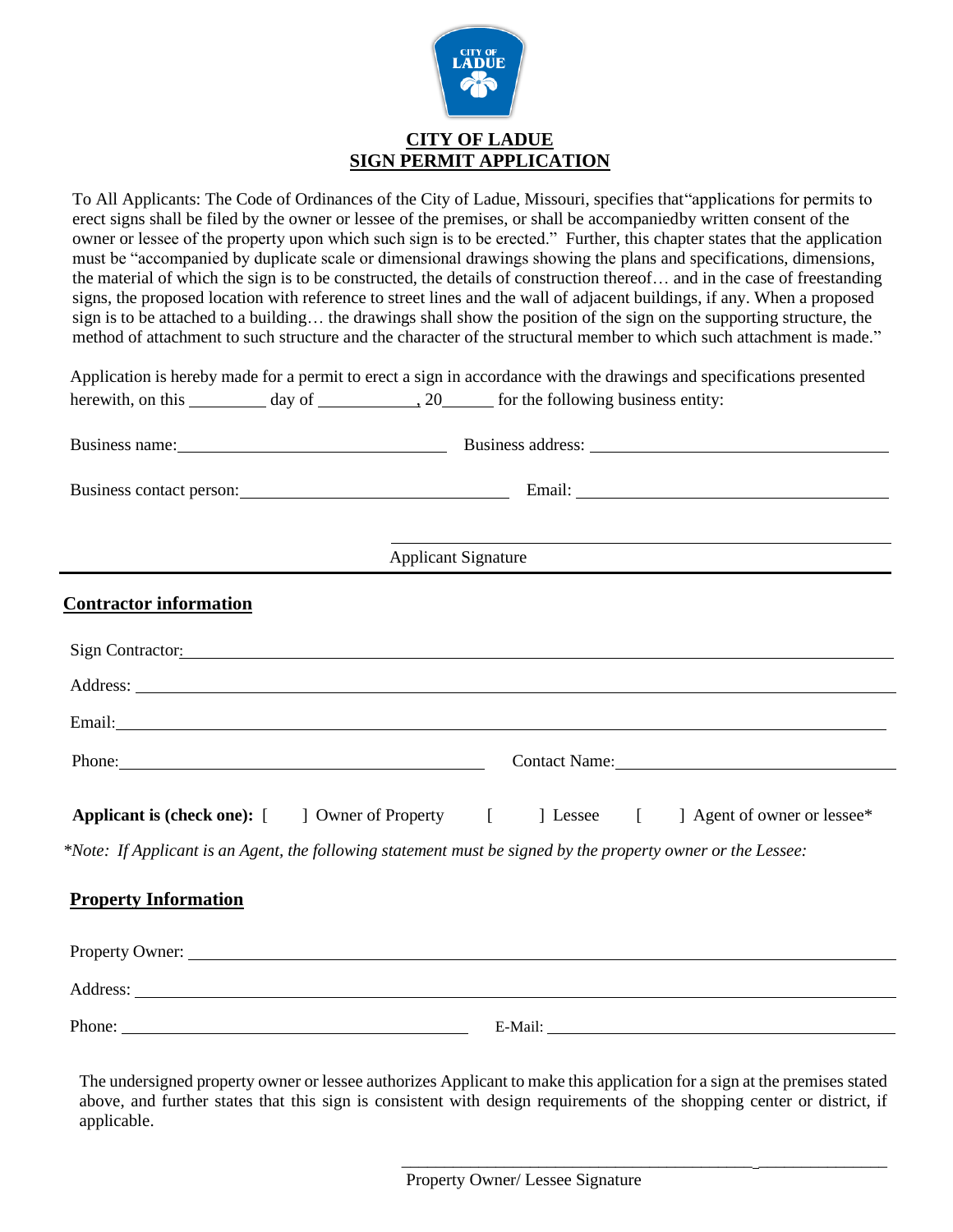# CITY OF LADUE
# SIGN PERMIT APPLICATION

To All Applicants: The Code of Ordinances of the City of Ladue, Missouri, specifies that"applications for permits to erect signs shall be filed by the owner or lessee of the premises, or shall be accompaniedby written consent of the owner or lessee of the property upon which such sign is to be erected." Further, this chapter states that the application must be "accompanied by duplicate scale or dimensional drawings showing the plans and specifications, dimensions, the material of which the sign is to be constructed, the details of construction thereof… and in the case of freestanding signs, the proposed location with reference to street lines and the wall of adjacent buildings, if any. When a proposed sign is to be attached to a building… the drawings shall show the position of the sign on the supporting structure, the method of attachment to such structure and the character of the structural member to which such attachment is made."

Application is hereby made for a permit to erect a sign in accordance with the drawings and specifications presented herewith, on this _________ day of ___________, 20______ for the following business entity:

Business name: ______________________________ Business address: ______________________________

Business contact person: ______________________________ Email: ______________________________

______________________________
Applicant Signature

## Contractor information

Sign Contractor: ______________________________

Address: ______________________________

Email: ______________________________

Phone: ______________________________ Contact Name: ______________________________

**Applicant is (check one):** [ ] Owner of Property [ ] Lessee [ ] Agent of owner or lessee*

*\*Note: If Applicant is an Agent, the following statement must be signed by the property owner or the Lessee:*

## Property Information

Property Owner: ______________________________

Address: ______________________________

Phone: ______________________________ E-Mail: ______________________________

The undersigned property owner or lessee authorizes Applicant to make this application for a sign at the premises stated above, and further states that this sign is consistent with design requirements of the shopping center or district, if applicable.

______________________________
Property Owner/ Lessee Signature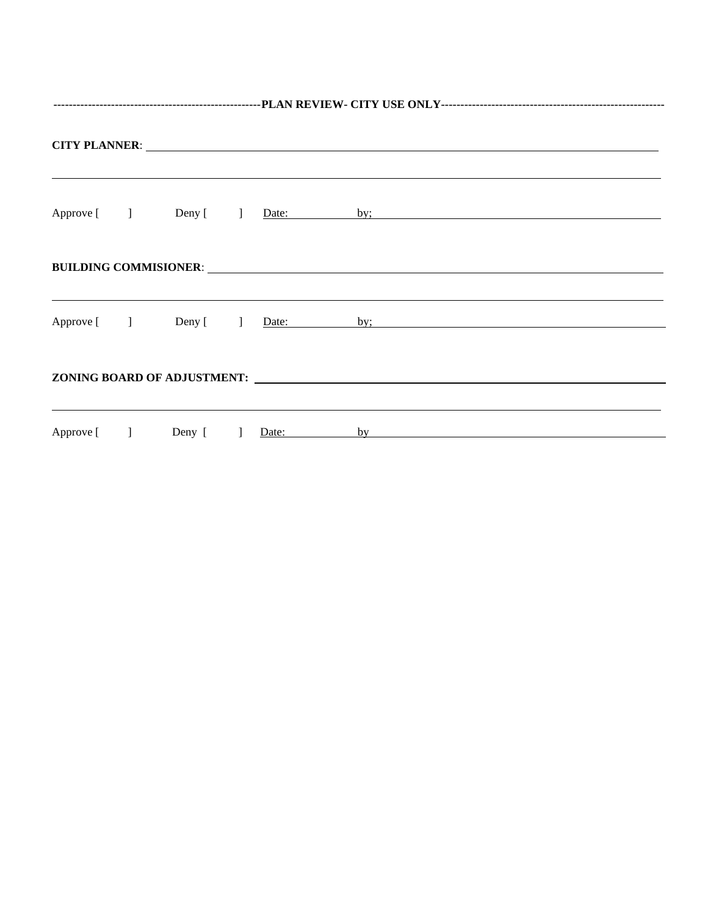-----------------------------------------------------**PLAN REVIEW- CITY USE ONLY**----------------------------------------------------------

**CITY PLANNER**: ______________________________________________________________________________

______________________________________________________________________________________________

Approve [ ] Deny [ ] Date: by; ____________________________________________

**BUILDING COMMISIONER**: ______________________________________________________________________

______________________________________________________________________________________________

Approve [ ] Deny [ ] Date: by; ____________________________________________

**ZONING BOARD OF ADJUSTMENT:** ______________________________________________________________

______________________________________________________________________________________________

Approve [ ] Deny [ ] Date: by ____________________________________________